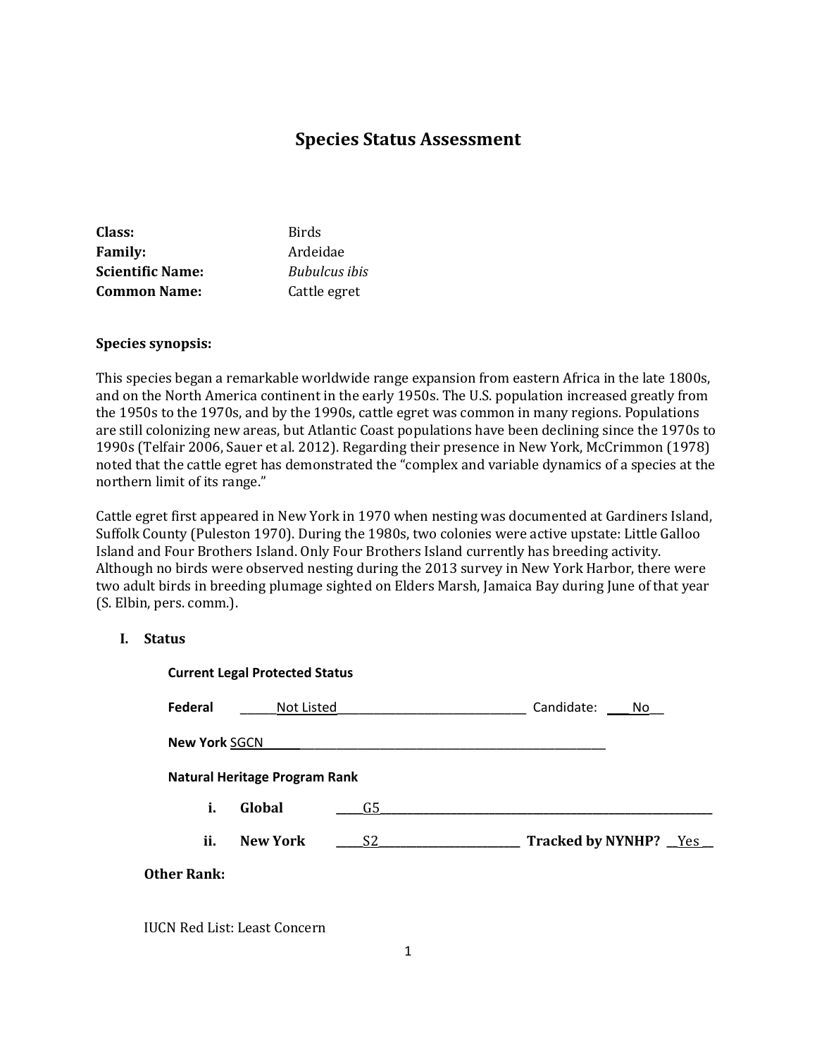# Species Status Assessment

**Class:** Birds
**Family:** Ardeidae
**Scientific Name:** *Bubulcus ibis*
**Common Name:** Cattle egret

**Species synopsis:**

This species began a remarkable worldwide range expansion from eastern Africa in the late 1800s, and on the North America continent in the early 1950s. The U.S. population increased greatly from the 1950s to the 1970s, and by the 1990s, cattle egret was common in many regions. Populations are still colonizing new areas, but Atlantic Coast populations have been declining since the 1970s to 1990s (Telfair 2006, Sauer et al. 2012). Regarding their presence in New York, McCrimmon (1978) noted that the cattle egret has demonstrated the "complex and variable dynamics of a species at the northern limit of its range."

Cattle egret first appeared in New York in 1970 when nesting was documented at Gardiners Island, Suffolk County (Puleston 1970). During the 1980s, two colonies were active upstate: Little Galloo Island and Four Brothers Island. Only Four Brothers Island currently has breeding activity. Although no birds were observed nesting during the 2013 survey in New York Harbor, there were two adult birds in breeding plumage sighted on Elders Marsh, Jamaica Bay during June of that year (S. Elbin, pers. comm.).

## I. Status

**Current Legal Protected Status**

**Federal** ______Not Listed______________________________ Candidate: ___No__

**New York** SGCN______________________________________________________

**Natural Heritage Program Rank**

i. **Global** ____G5______________________________________________________

ii. **New York** ____S2_______________________ **Tracked by NYNHP?** __Yes __

**Other Rank:**

IUCN Red List: Least Concern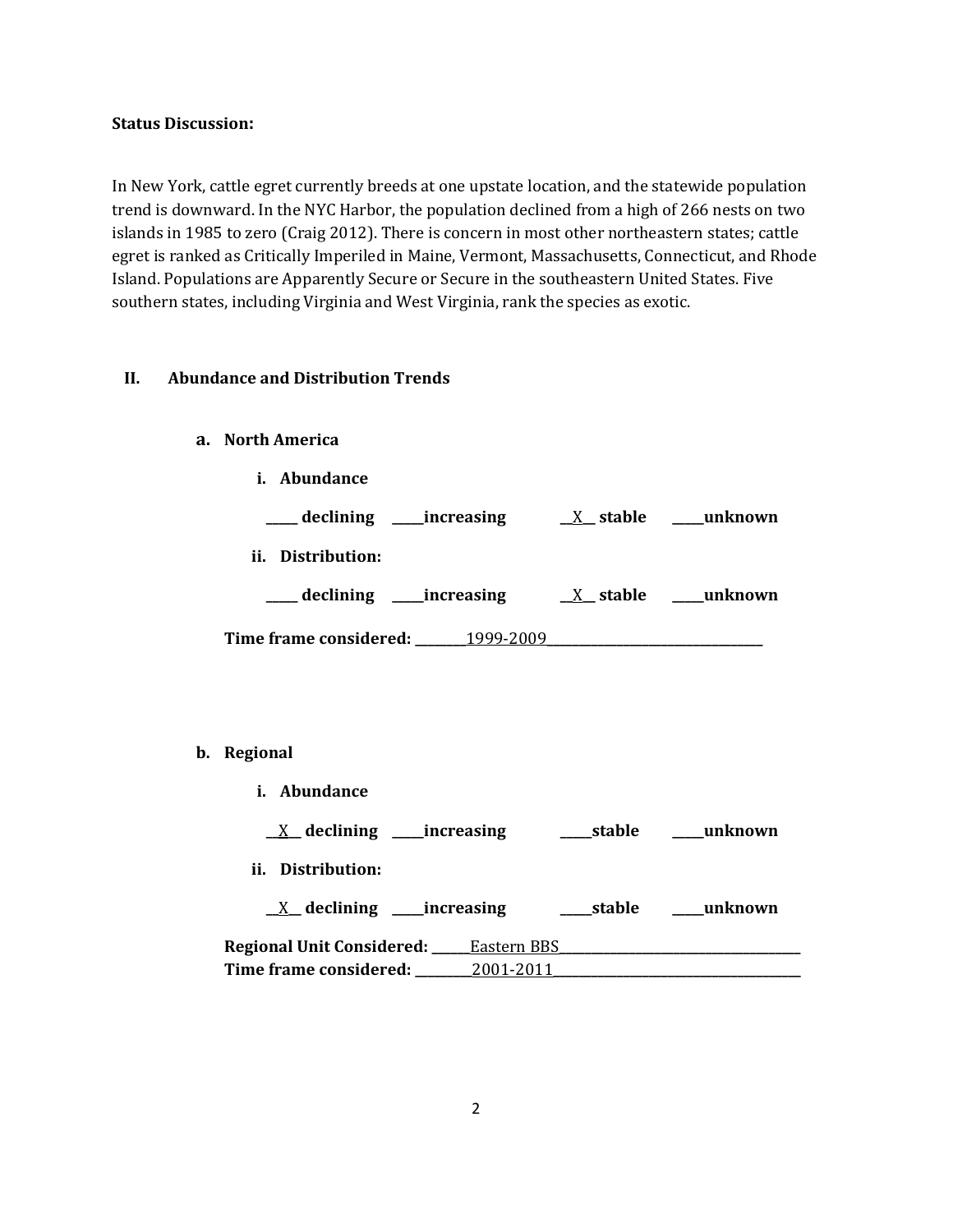**Status Discussion:**

In New York, cattle egret currently breeds at one upstate location, and the statewide population trend is downward. In the NYC Harbor, the population declined from a high of 266 nests on two islands in 1985 to zero (Craig 2012). There is concern in most other northeastern states; cattle egret is ranked as Critically Imperiled in Maine, Vermont, Massachusetts, Connecticut, and Rhode Island. Populations are Apparently Secure or Secure in the southeastern United States. Five southern states, including Virginia and West Virginia, rank the species as exotic.

## II. Abundance and Distribution Trends

### a. North America

**i. Abundance**

**_____ declining _____increasing __X__ stable _____unknown**

**ii. Distribution:**

**_____ declining _____increasing __X__ stable _____unknown**

**Time frame considered:** ________1999-2009________________________________

### b. Regional

**i. Abundance**

**__X__ declining _____increasing _____stable _____unknown**

**ii. Distribution:**

**__X__ declining _____increasing _____stable _____unknown**

**Regional Unit Considered:** ______Eastern BBS____________________________________

**Time frame considered:** _________2001-2011_____________________________________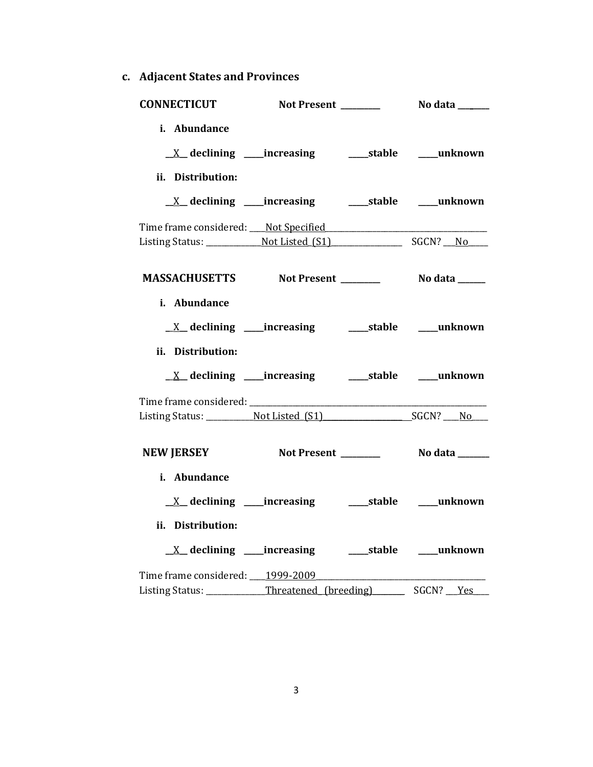### c. Adjacent States and Provinces

**CONNECTICUT** **Not Present ________** **No data ________**

**i. Abundance**

__X__ **declining** ____**increasing** ____**stable** ____**unknown**

**ii. Distribution:**

__X__ **declining** ____**increasing** ____**stable** ____**unknown**

Time frame considered: ____Not Specified________________________________________

Listing Status: _____________Not Listed (S1)_________________ SGCN? ___No_____

**MASSACHUSETTS** **Not Present ________** **No data ______**

**i. Abundance**

__X__ **declining** ____**increasing** ____**stable** ____**unknown**

**ii. Distribution:**

__X__ **declining** ____**increasing** ____**stable** ____**unknown**

Time frame considered: _______________________________________________________

Listing Status: ___________Not Listed (S1)_____________________ SGCN? ____No____

**NEW JERSEY** **Not Present ________** **No data _______**

**i. Abundance**

__X__ **declining** ____**increasing** ____**stable** ____**unknown**

**ii. Distribution:**

__X__ **declining** ____**increasing** ____**stable** ____**unknown**

Time frame considered: ____1999-2009________________________________________

Listing Status: ______________Threatened (breeding)________ SGCN? ___Yes____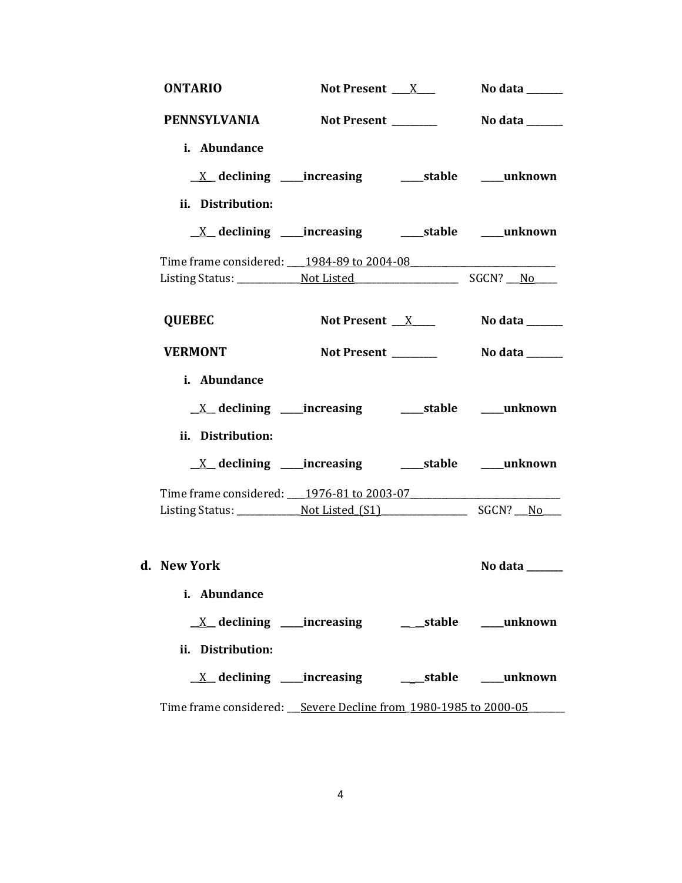**ONTARIO** **Not Present** \_\_\_X\_\_\_ **No data** \_\_\_\_\_\_\_

**PENNSYLVANIA** **Not Present** \_\_\_\_\_\_\_\_\_ **No data** \_\_\_\_\_\_\_

**i. Abundance**

\_\_X\_\_ **declining** \_\_\_\_**increasing** \_\_\_\_**stable** \_\_\_\_**unknown**

**ii. Distribution:**

\_\_X\_\_ **declining** \_\_\_\_**increasing** \_\_\_\_**stable** \_\_\_\_**unknown**

Time frame considered: \_\_\_\_1984-89 to 2004-08\_\_\_\_\_\_\_\_\_\_\_\_\_\_\_\_\_\_\_\_\_\_\_\_\_\_\_\_\_\_

Listing Status: \_\_\_\_\_\_\_\_\_\_\_\_\_Not Listed\_\_\_\_\_\_\_\_\_\_\_\_\_\_\_\_\_\_\_\_\_\_ SGCN? \_\_\_No\_\_\_\_\_

**QUEBEC** **Not Present** \_\_\_X\_\_\_\_ **No data** \_\_\_\_\_\_\_

**VERMONT** **Not Present** \_\_\_\_\_\_\_\_\_ **No data** \_\_\_\_\_\_\_

**i. Abundance**

\_\_X\_\_ **declining** \_\_\_\_**increasing** \_\_\_\_**stable** \_\_\_\_**unknown**

**ii. Distribution:**

\_\_X\_\_ **declining** \_\_\_\_**increasing** \_\_\_\_**stable** \_\_\_\_**unknown**

Time frame considered: \_\_\_\_1976-81 to 2003-07\_\_\_\_\_\_\_\_\_\_\_\_\_\_\_\_\_\_\_\_\_\_\_\_\_\_\_\_\_\_\_

Listing Status: \_\_\_\_\_\_\_\_\_\_\_\_\_Not Listed (S1)\_\_\_\_\_\_\_\_\_\_\_\_\_\_\_\_\_\_ SGCN? \_\_\_No\_\_\_\_

### d. New York

**No data** \_\_\_\_\_\_\_

**i. Abundance**

\_\_X\_\_ **declining** \_\_\_\_**increasing** \_\_\_\_**stable** \_\_\_\_**unknown**

**ii. Distribution:**

\_\_X\_\_ **declining** \_\_\_\_**increasing** \_\_\_\_**stable** \_\_\_\_**unknown**

Time frame considered: \_\_\_Severe Decline from 1980-1985 to 2000-05\_\_\_\_\_\_\_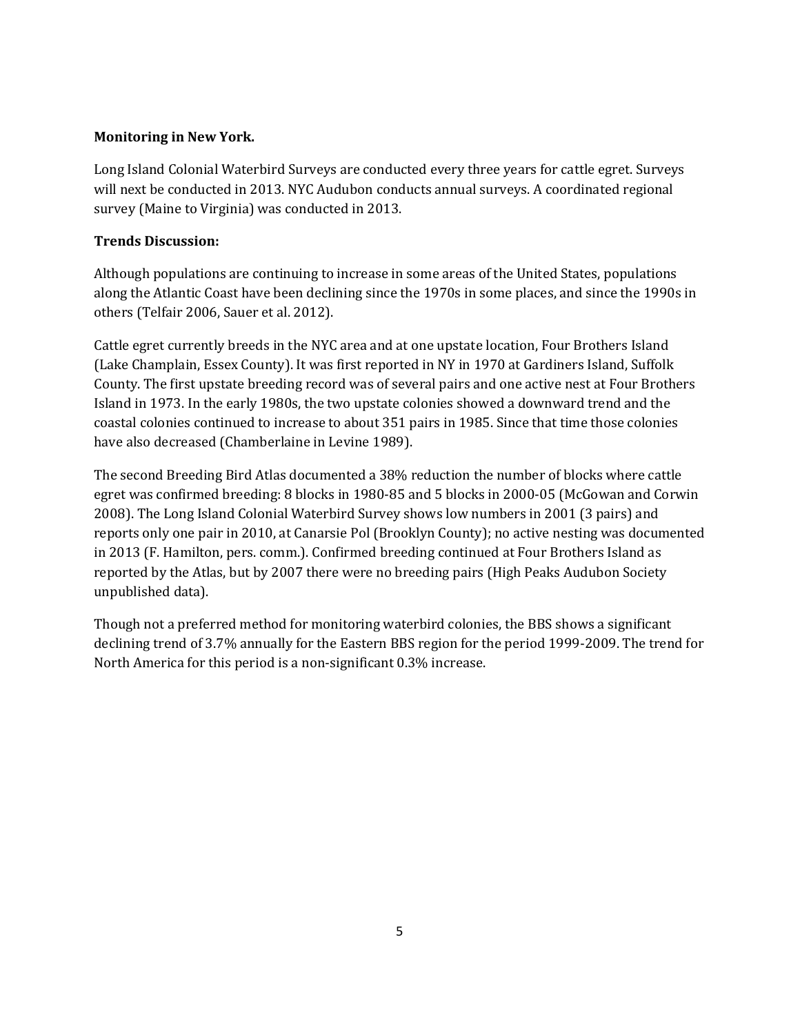**Monitoring in New York.**

Long Island Colonial Waterbird Surveys are conducted every three years for cattle egret. Surveys will next be conducted in 2013. NYC Audubon conducts annual surveys. A coordinated regional survey (Maine to Virginia) was conducted in 2013.

**Trends Discussion:**

Although populations are continuing to increase in some areas of the United States, populations along the Atlantic Coast have been declining since the 1970s in some places, and since the 1990s in others (Telfair 2006, Sauer et al. 2012).

Cattle egret currently breeds in the NYC area and at one upstate location, Four Brothers Island (Lake Champlain, Essex County). It was first reported in NY in 1970 at Gardiners Island, Suffolk County. The first upstate breeding record was of several pairs and one active nest at Four Brothers Island in 1973. In the early 1980s, the two upstate colonies showed a downward trend and the coastal colonies continued to increase to about 351 pairs in 1985. Since that time those colonies have also decreased (Chamberlaine in Levine 1989).

The second Breeding Bird Atlas documented a 38% reduction the number of blocks where cattle egret was confirmed breeding: 8 blocks in 1980-85 and 5 blocks in 2000-05 (McGowan and Corwin 2008). The Long Island Colonial Waterbird Survey shows low numbers in 2001 (3 pairs) and reports only one pair in 2010, at Canarsie Pol (Brooklyn County); no active nesting was documented in 2013 (F. Hamilton, pers. comm.). Confirmed breeding continued at Four Brothers Island as reported by the Atlas, but by 2007 there were no breeding pairs (High Peaks Audubon Society unpublished data).

Though not a preferred method for monitoring waterbird colonies, the BBS shows a significant declining trend of 3.7% annually for the Eastern BBS region for the period 1999-2009. The trend for North America for this period is a non-significant 0.3% increase.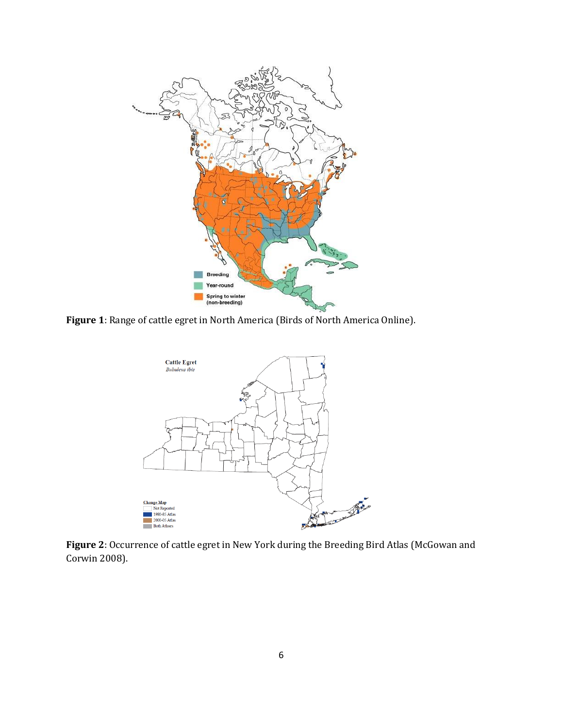**Figure 1**: Range of cattle egret in North America (Birds of North America Online).

**Figure 2**: Occurrence of cattle egret in New York during the Breeding Bird Atlas (McGowan and Corwin 2008).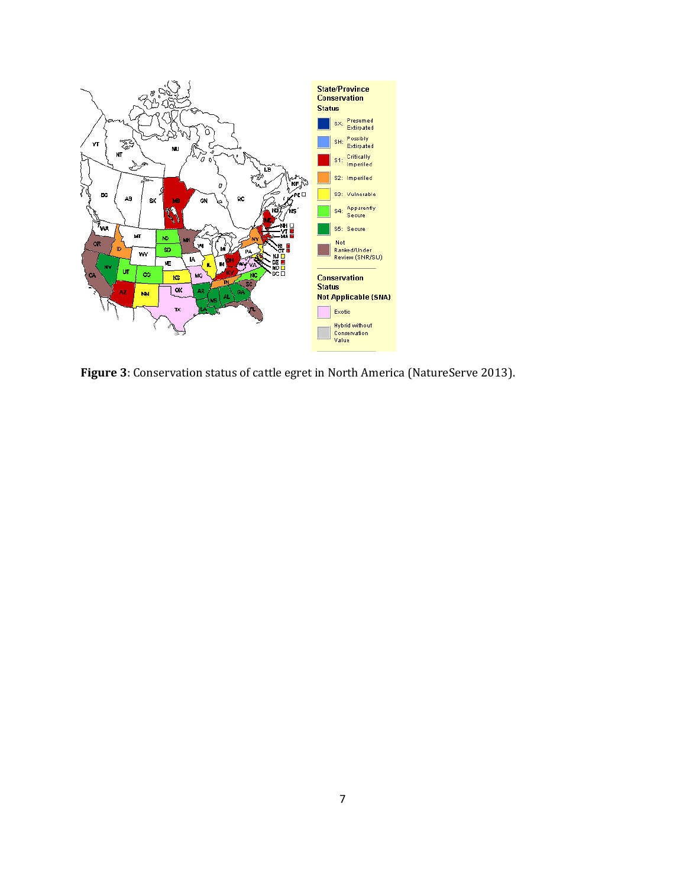**Figure 3**: Conservation status of cattle egret in North America (NatureServe 2013).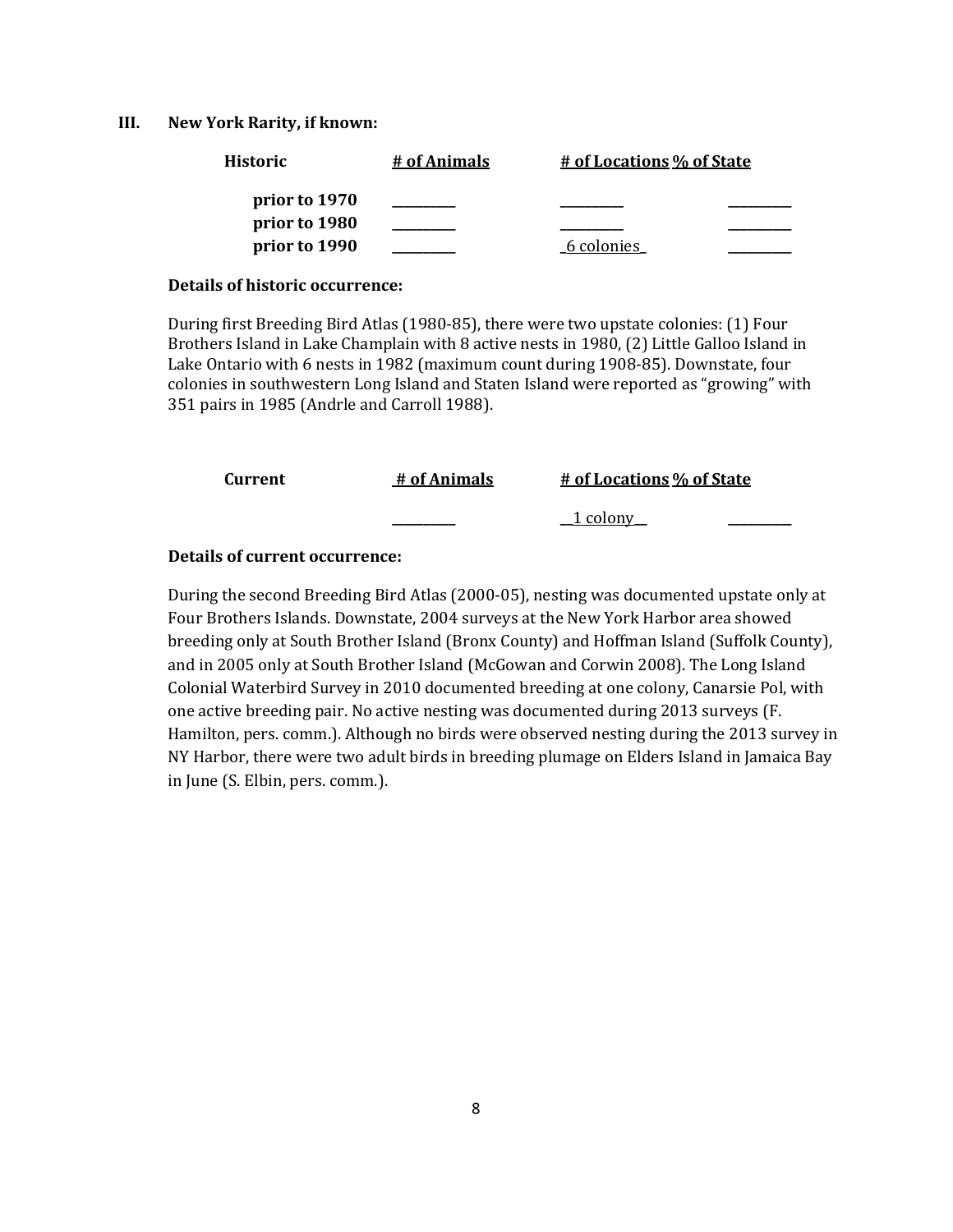## III. New York Rarity, if known:

| Historic | # of Animals | # of Locations | % of State |
|---|---|---|---|
| prior to 1970 | _________ | _________ | _________ |
| prior to 1980 | _________ | _________ | _________ |
| prior to 1990 | _________ | _6 colonies_ | _________ |

**Details of historic occurrence:**

During first Breeding Bird Atlas (1980-85), there were two upstate colonies: (1) Four Brothers Island in Lake Champlain with 8 active nests in 1980, (2) Little Galloo Island in Lake Ontario with 6 nests in 1982 (maximum count during 1908-85). Downstate, four colonies in southwestern Long Island and Staten Island were reported as "growing" with 351 pairs in 1985 (Andrle and Carroll 1988).

| Current | # of Animals | # of Locations | % of State |
|---|---|---|---|
| | _________ | __1 colony__ | _________ |

**Details of current occurrence:**

During the second Breeding Bird Atlas (2000-05), nesting was documented upstate only at Four Brothers Islands. Downstate, 2004 surveys at the New York Harbor area showed breeding only at South Brother Island (Bronx County) and Hoffman Island (Suffolk County), and in 2005 only at South Brother Island (McGowan and Corwin 2008). The Long Island Colonial Waterbird Survey in 2010 documented breeding at one colony, Canarsie Pol, with one active breeding pair. No active nesting was documented during 2013 surveys (F. Hamilton, pers. comm.). Although no birds were observed nesting during the 2013 survey in NY Harbor, there were two adult birds in breeding plumage on Elders Island in Jamaica Bay in June (S. Elbin, pers. comm.).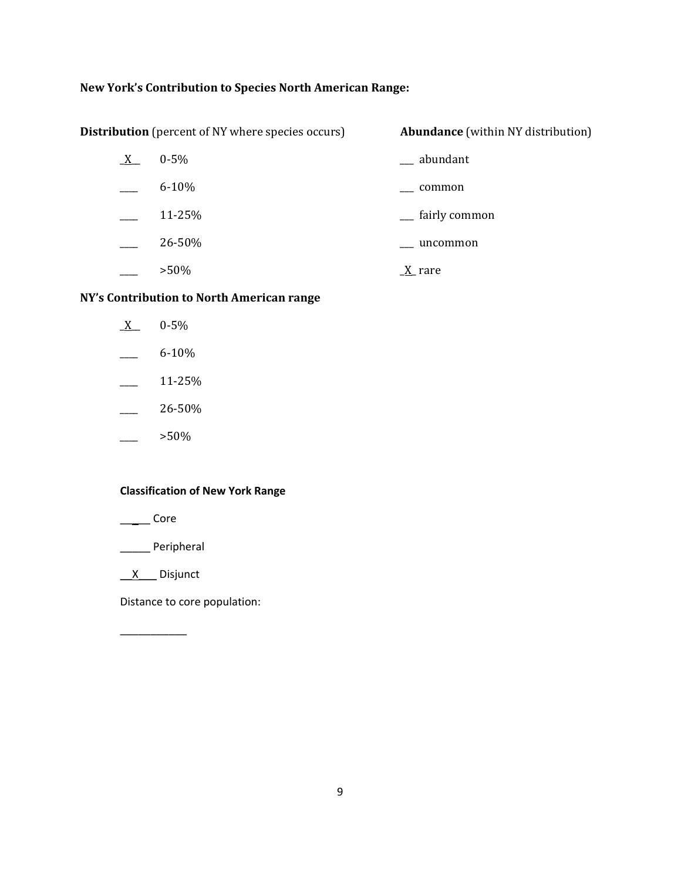**New York's Contribution to Species North American Range:**

**Distribution** (percent of NY where species occurs)

_X__ 0-5%

____ 6-10%

____ 11-25%

____ 26-50%

____ >50%

**Abundance** (within NY distribution)

___ abundant

___ common

___ fairly common

___ uncommon

_X_ rare

**NY's Contribution to North American range**

_X__ 0-5%

____ 6-10%

____ 11-25%

____ 26-50%

____ >50%

**Classification of New York Range**

______ Core

______ Peripheral

__X___ Disjunct

Distance to core population:

____________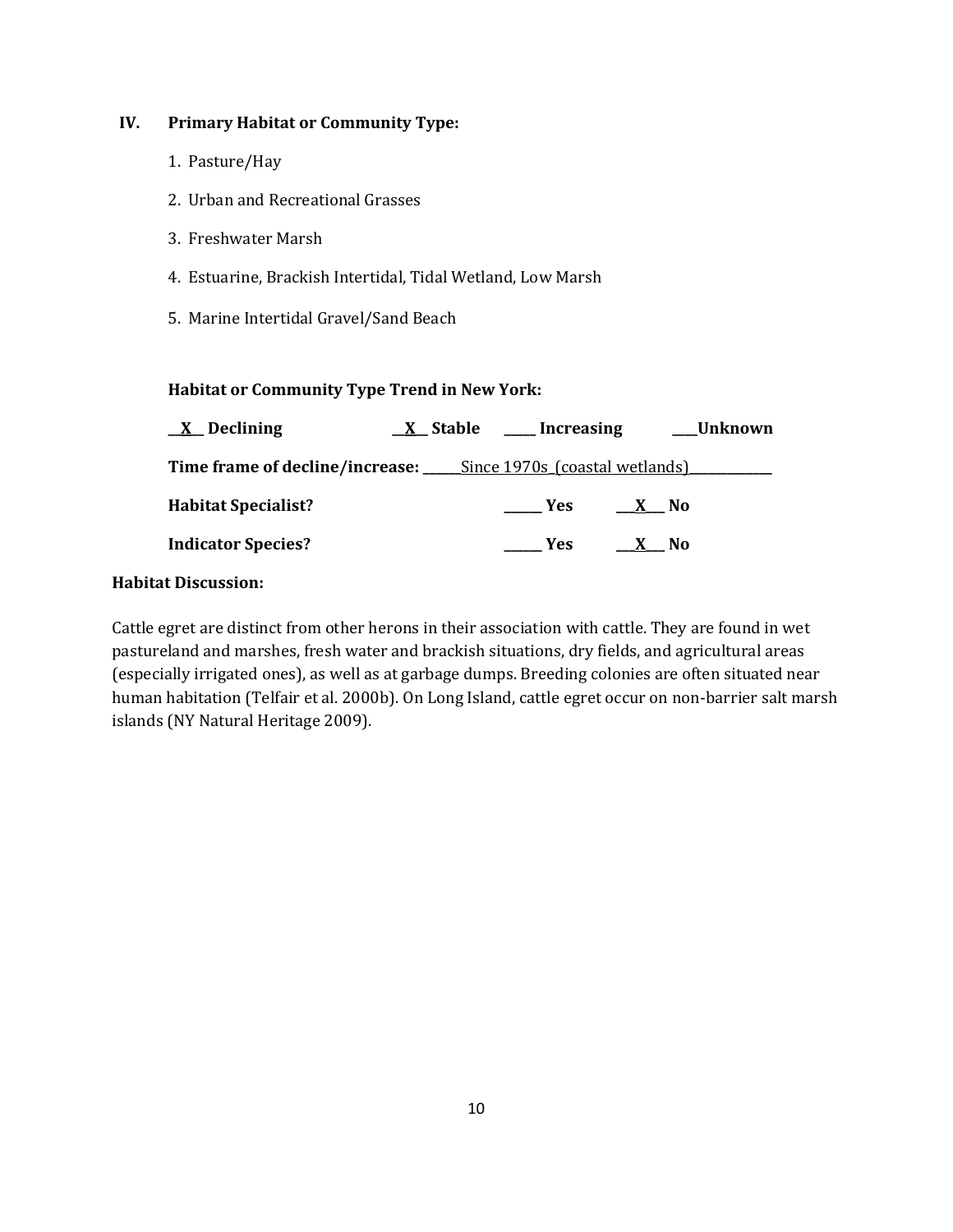## IV. Primary Habitat or Community Type:

1. Pasture/Hay
2. Urban and Recreational Grasses
3. Freshwater Marsh
4. Estuarine, Brackish Intertidal, Tidal Wetland, Low Marsh
5. Marine Intertidal Gravel/Sand Beach

**Habitat or Community Type Trend in New York:**

**__X__ Declining** **__X__ Stable** **____ Increasing** **____Unknown**

**Time frame of decline/increase:** ______Since 1970s (coastal wetlands)____________

**Habitat Specialist?** ______ **Yes** ___X___ **No**

**Indicator Species?** ______ **Yes** ___X___ **No**

**Habitat Discussion:**

Cattle egret are distinct from other herons in their association with cattle. They are found in wet pastureland and marshes, fresh water and brackish situations, dry fields, and agricultural areas (especially irrigated ones), as well as at garbage dumps. Breeding colonies are often situated near human habitation (Telfair et al. 2000b). On Long Island, cattle egret occur on non-barrier salt marsh islands (NY Natural Heritage 2009).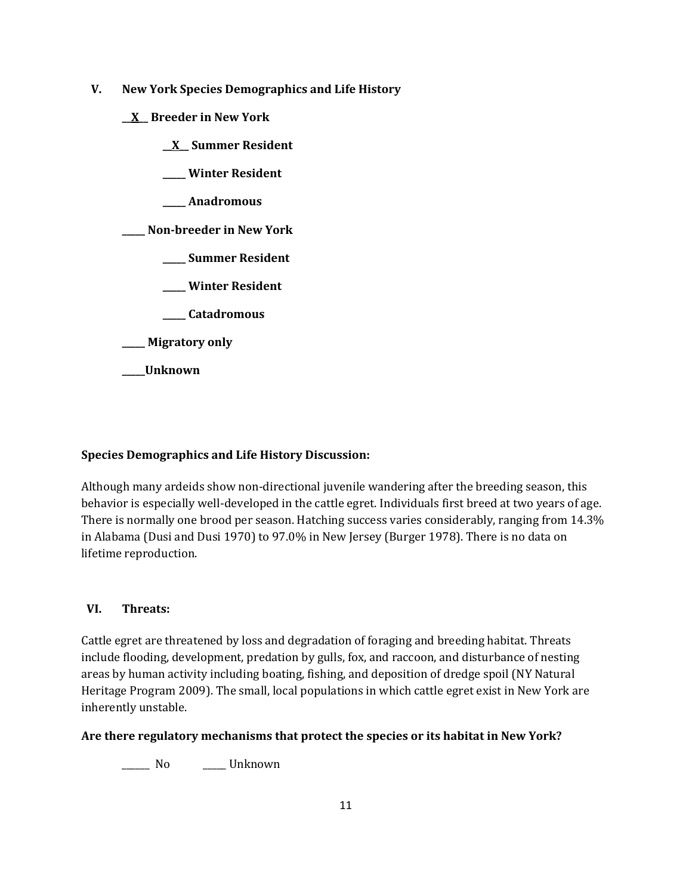## V. New York Species Demographics and Life History

__X__ Breeder in New York

  __X__ Summer Resident

  _____ Winter Resident

  _____ Anadromous

_____ Non-breeder in New York

  _____ Summer Resident

  _____ Winter Resident

  _____ Catadromous

_____ Migratory only

_____Unknown

**Species Demographics and Life History Discussion:**

Although many ardeids show non-directional juvenile wandering after the breeding season, this behavior is especially well-developed in the cattle egret. Individuals first breed at two years of age. There is normally one brood per season. Hatching success varies considerably, ranging from 14.3% in Alabama (Dusi and Dusi 1970) to 97.0% in New Jersey (Burger 1978). There is no data on lifetime reproduction.

## VI. Threats:

Cattle egret are threatened by loss and degradation of foraging and breeding habitat. Threats include flooding, development, predation by gulls, fox, and raccoon, and disturbance of nesting areas by human activity including boating, fishing, and deposition of dredge spoil (NY Natural Heritage Program 2009). The small, local populations in which cattle egret exist in New York are inherently unstable.

**Are there regulatory mechanisms that protect the species or its habitat in New York?**

______ No   _____ Unknown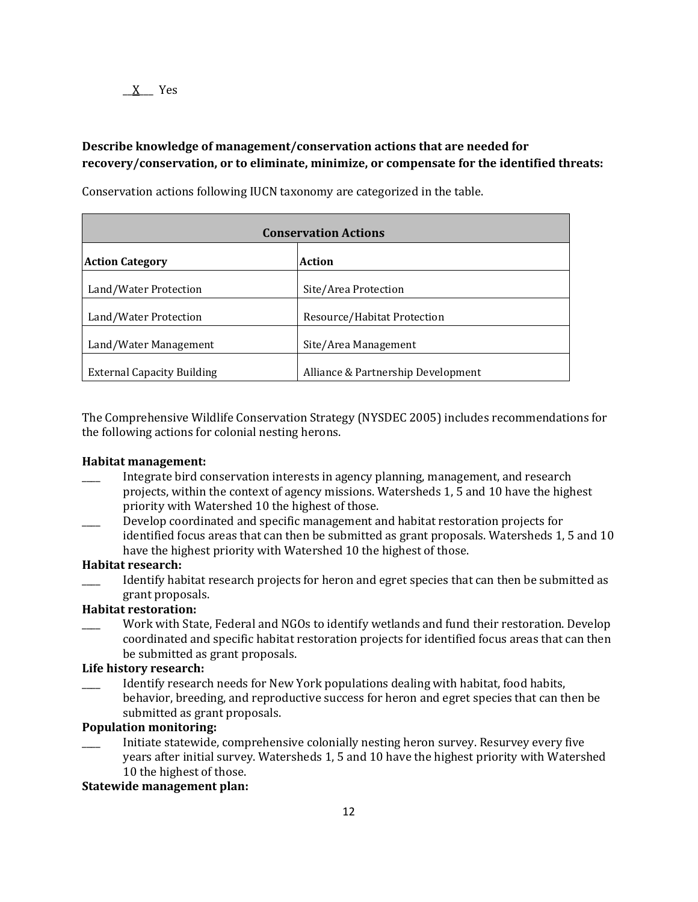__X__ Yes

**Describe knowledge of management/conservation actions that are needed for recovery/conservation, or to eliminate, minimize, or compensate for the identified threats:**

Conservation actions following IUCN taxonomy are categorized in the table.

| **Conservation Actions** | |
|---|---|
| **Action Category** | **Action** |
| Land/Water Protection | Site/Area Protection |
| Land/Water Protection | Resource/Habitat Protection |
| Land/Water Management | Site/Area Management |
| External Capacity Building | Alliance & Partnership Development |

The Comprehensive Wildlife Conservation Strategy (NYSDEC 2005) includes recommendations for the following actions for colonial nesting herons.

**Habitat management:**

____ Integrate bird conservation interests in agency planning, management, and research projects, within the context of agency missions. Watersheds 1, 5 and 10 have the highest priority with Watershed 10 the highest of those.

____ Develop coordinated and specific management and habitat restoration projects for identified focus areas that can then be submitted as grant proposals. Watersheds 1, 5 and 10 have the highest priority with Watershed 10 the highest of those.

**Habitat research:**

____ Identify habitat research projects for heron and egret species that can then be submitted as grant proposals.

**Habitat restoration:**

____ Work with State, Federal and NGOs to identify wetlands and fund their restoration. Develop coordinated and specific habitat restoration projects for identified focus areas that can then be submitted as grant proposals.

**Life history research:**

____ Identify research needs for New York populations dealing with habitat, food habits, behavior, breeding, and reproductive success for heron and egret species that can then be submitted as grant proposals.

**Population monitoring:**

____ Initiate statewide, comprehensive colonially nesting heron survey. Resurvey every five years after initial survey. Watersheds 1, 5 and 10 have the highest priority with Watershed 10 the highest of those.

**Statewide management plan:**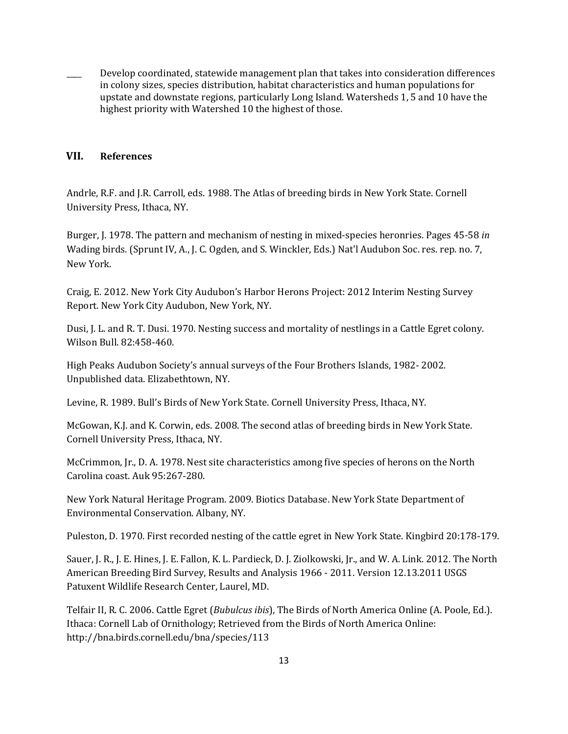____ Develop coordinated, statewide management plan that takes into consideration differences in colony sizes, species distribution, habitat characteristics and human populations for upstate and downstate regions, particularly Long Island. Watersheds 1, 5 and 10 have the highest priority with Watershed 10 the highest of those.

## VII. References

Andrle, R.F. and J.R. Carroll, eds. 1988. The Atlas of breeding birds in New York State. Cornell University Press, Ithaca, NY.

Burger, J. 1978. The pattern and mechanism of nesting in mixed-species heronries. Pages 45-58 *in* Wading birds. (Sprunt IV, A., J. C. Ogden, and S. Winckler, Eds.) Nat'l Audubon Soc. res. rep. no. 7, New York.

Craig, E. 2012. New York City Audubon's Harbor Herons Project: 2012 Interim Nesting Survey Report. New York City Audubon, New York, NY.

Dusi, J. L. and R. T. Dusi. 1970. Nesting success and mortality of nestlings in a Cattle Egret colony. Wilson Bull. 82:458-460.

High Peaks Audubon Society's annual surveys of the Four Brothers Islands, 1982- 2002. Unpublished data. Elizabethtown, NY.

Levine, R. 1989. Bull's Birds of New York State. Cornell University Press, Ithaca, NY.

McGowan, K.J. and K. Corwin, eds. 2008. The second atlas of breeding birds in New York State. Cornell University Press, Ithaca, NY.

McCrimmon, Jr., D. A. 1978. Nest site characteristics among five species of herons on the North Carolina coast. Auk 95:267-280.

New York Natural Heritage Program. 2009. Biotics Database. New York State Department of Environmental Conservation. Albany, NY.

Puleston, D. 1970. First recorded nesting of the cattle egret in New York State. Kingbird 20:178-179.

Sauer, J. R., J. E. Hines, J. E. Fallon, K. L. Pardieck, D. J. Ziolkowski, Jr., and W. A. Link. 2012. The North American Breeding Bird Survey, Results and Analysis 1966 - 2011. Version 12.13.2011 USGS Patuxent Wildlife Research Center, Laurel, MD.

Telfair II, R. C. 2006. Cattle Egret (*Bubulcus ibis*), The Birds of North America Online (A. Poole, Ed.). Ithaca: Cornell Lab of Ornithology; Retrieved from the Birds of North America Online: http://bna.birds.cornell.edu/bna/species/113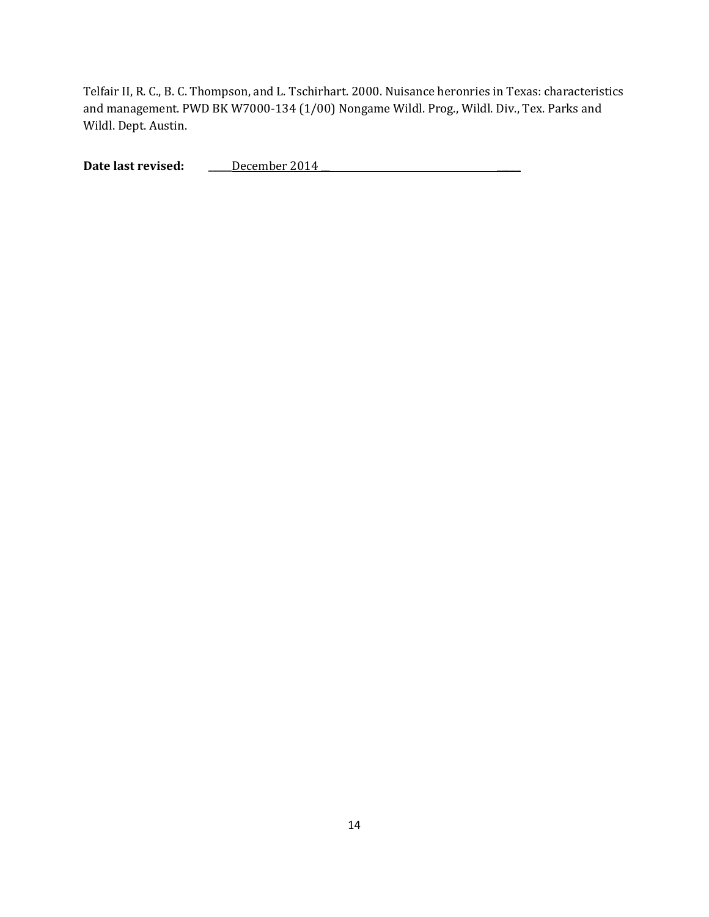Telfair II, R. C., B. C. Thompson, and L. Tschirhart. 2000. Nuisance heronries in Texas: characteristics and management. PWD BK W7000-134 (1/00) Nongame Wildl. Prog., Wildl. Div., Tex. Parks and Wildl. Dept. Austin.

**Date last revised:** December 2014